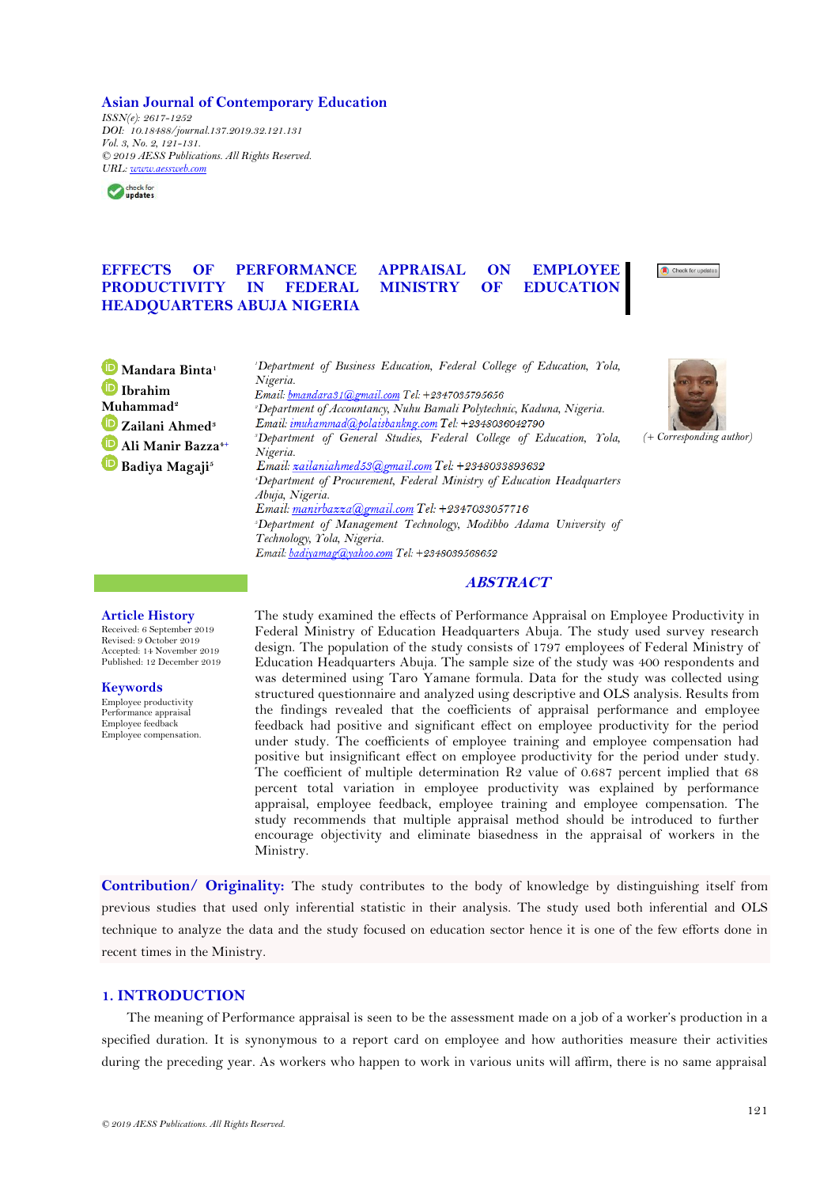**Asian Journal of Contemporary Education**

*ISSN(e): 2617-1252*
*DOI: 10.18488/journal.137.2019.32.121.131*
*Vol. 3, No. 2, 121-131.*
*© 2019 AESS Publications. All Rights Reserved.*
*URL: www.aessweb.com*

# EFFECTS OF PERFORMANCE APPRAISAL ON EMPLOYEE PRODUCTIVITY IN FEDERAL MINISTRY OF EDUCATION HEADQUARTERS ABUJA NIGERIA

**Mandara Binta**[1]
**Ibrahim Muhammad**[2]
**Zailani Ahmed**[3]
**Ali Manir Bazza**[4+]
**Badiya Magaji**[5]

[1]Department of Business Education, Federal College of Education, Yola, Nigeria.
Email: bmandara31@gmail.com Tel: +2347035795656
[2]Department of Accountancy, Nuhu Bamali Polytechnic, Kaduna, Nigeria.
Email: imuhammad@polaisbankng.com Tel: +2348036042790
[3]Department of General Studies, Federal College of Education, Yola, Nigeria.
Email: zailaniahmed53@gmail.com Tel: +2348033893632
[4]Department of Procurement, Federal Ministry of Education Headquarters Abuja, Nigeria.
Email: manirbazza@gmail.com Tel: +2347033057716
[5]Department of Management Technology, Modibbo Adama University of Technology, Yola, Nigeria.
Email: badiyamag@yahoo.com Tel: +2348039568652

(+ Corresponding author)

## ABSTRACT

The study examined the effects of Performance Appraisal on Employee Productivity in Federal Ministry of Education Headquarters Abuja. The study used survey research design. The population of the study consists of 1797 employees of Federal Ministry of Education Headquarters Abuja. The sample size of the study was 400 respondents and was determined using Taro Yamane formula. Data for the study was collected using structured questionnaire and analyzed using descriptive and OLS analysis. Results from the findings revealed that the coefficients of appraisal performance and employee feedback had positive and significant effect on employee productivity for the period under study. The coefficients of employee training and employee compensation had positive but insignificant effect on employee productivity for the period under study. The coefficient of multiple determination R2 value of 0.687 percent implied that 68 percent total variation in employee productivity was explained by performance appraisal, employee feedback, employee training and employee compensation. The study recommends that multiple appraisal method should be introduced to further encourage objectivity and eliminate biasedness in the appraisal of workers in the Ministry.

**Article History**
Received: 6 September 2019
Revised: 9 October 2019
Accepted: 14 November 2019
Published: 12 December 2019

**Keywords**
Employee productivity
Performance appraisal
Employee feedback
Employee compensation.

**Contribution/ Originality:** The study contributes to the body of knowledge by distinguishing itself from previous studies that used only inferential statistic in their analysis. The study used both inferential and OLS technique to analyze the data and the study focused on education sector hence it is one of the few efforts done in recent times in the Ministry.

## 1. INTRODUCTION

The meaning of Performance appraisal is seen to be the assessment made on a job of a worker's production in a specified duration. It is synonymous to a report card on employee and how authorities measure their activities during the preceding year. As workers who happen to work in various units will affirm, there is no same appraisal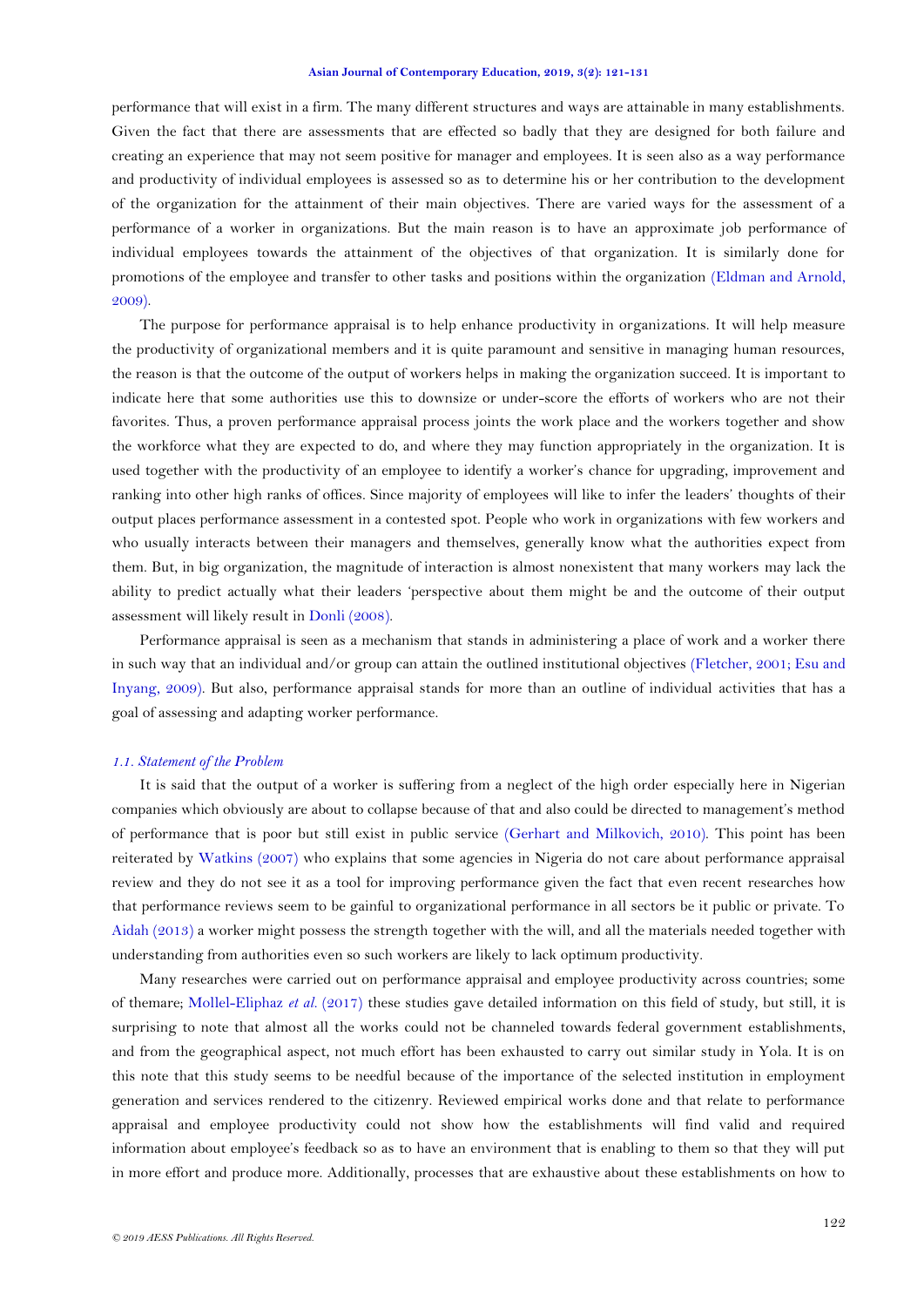performance that will exist in a firm. The many different structures and ways are attainable in many establishments. Given the fact that there are assessments that are effected so badly that they are designed for both failure and creating an experience that may not seem positive for manager and employees. It is seen also as a way performance and productivity of individual employees is assessed so as to determine his or her contribution to the development of the organization for the attainment of their main objectives. There are varied ways for the assessment of a performance of a worker in organizations. But the main reason is to have an approximate job performance of individual employees towards the attainment of the objectives of that organization. It is similarly done for promotions of the employee and transfer to other tasks and positions within the organization (Eldman and Arnold, 2009).

The purpose for performance appraisal is to help enhance productivity in organizations. It will help measure the productivity of organizational members and it is quite paramount and sensitive in managing human resources, the reason is that the outcome of the output of workers helps in making the organization succeed. It is important to indicate here that some authorities use this to downsize or under-score the efforts of workers who are not their favorites. Thus, a proven performance appraisal process joints the work place and the workers together and show the workforce what they are expected to do, and where they may function appropriately in the organization. It is used together with the productivity of an employee to identify a worker's chance for upgrading, improvement and ranking into other high ranks of offices. Since majority of employees will like to infer the leaders' thoughts of their output places performance assessment in a contested spot. People who work in organizations with few workers and who usually interacts between their managers and themselves, generally know what the authorities expect from them. But, in big organization, the magnitude of interaction is almost nonexistent that many workers may lack the ability to predict actually what their leaders 'perspective about them might be and the outcome of their output assessment will likely result in Donli (2008).

Performance appraisal is seen as a mechanism that stands in administering a place of work and a worker there in such way that an individual and/or group can attain the outlined institutional objectives (Fletcher, 2001; Esu and Inyang, 2009). But also, performance appraisal stands for more than an outline of individual activities that has a goal of assessing and adapting worker performance.

### *1.1. Statement of the Problem*

It is said that the output of a worker is suffering from a neglect of the high order especially here in Nigerian companies which obviously are about to collapse because of that and also could be directed to management's method of performance that is poor but still exist in public service (Gerhart and Milkovich, 2010). This point has been reiterated by Watkins (2007) who explains that some agencies in Nigeria do not care about performance appraisal review and they do not see it as a tool for improving performance given the fact that even recent researches how that performance reviews seem to be gainful to organizational performance in all sectors be it public or private. To Aidah (2013) a worker might possess the strength together with the will, and all the materials needed together with understanding from authorities even so such workers are likely to lack optimum productivity.

Many researches were carried out on performance appraisal and employee productivity across countries; some of themare; Mollel-Eliphaz *et al.* (2017) these studies gave detailed information on this field of study, but still, it is surprising to note that almost all the works could not be channeled towards federal government establishments, and from the geographical aspect, not much effort has been exhausted to carry out similar study in Yola. It is on this note that this study seems to be needful because of the importance of the selected institution in employment generation and services rendered to the citizenry. Reviewed empirical works done and that relate to performance appraisal and employee productivity could not show how the establishments will find valid and required information about employee's feedback so as to have an environment that is enabling to them so that they will put in more effort and produce more. Additionally, processes that are exhaustive about these establishments on how to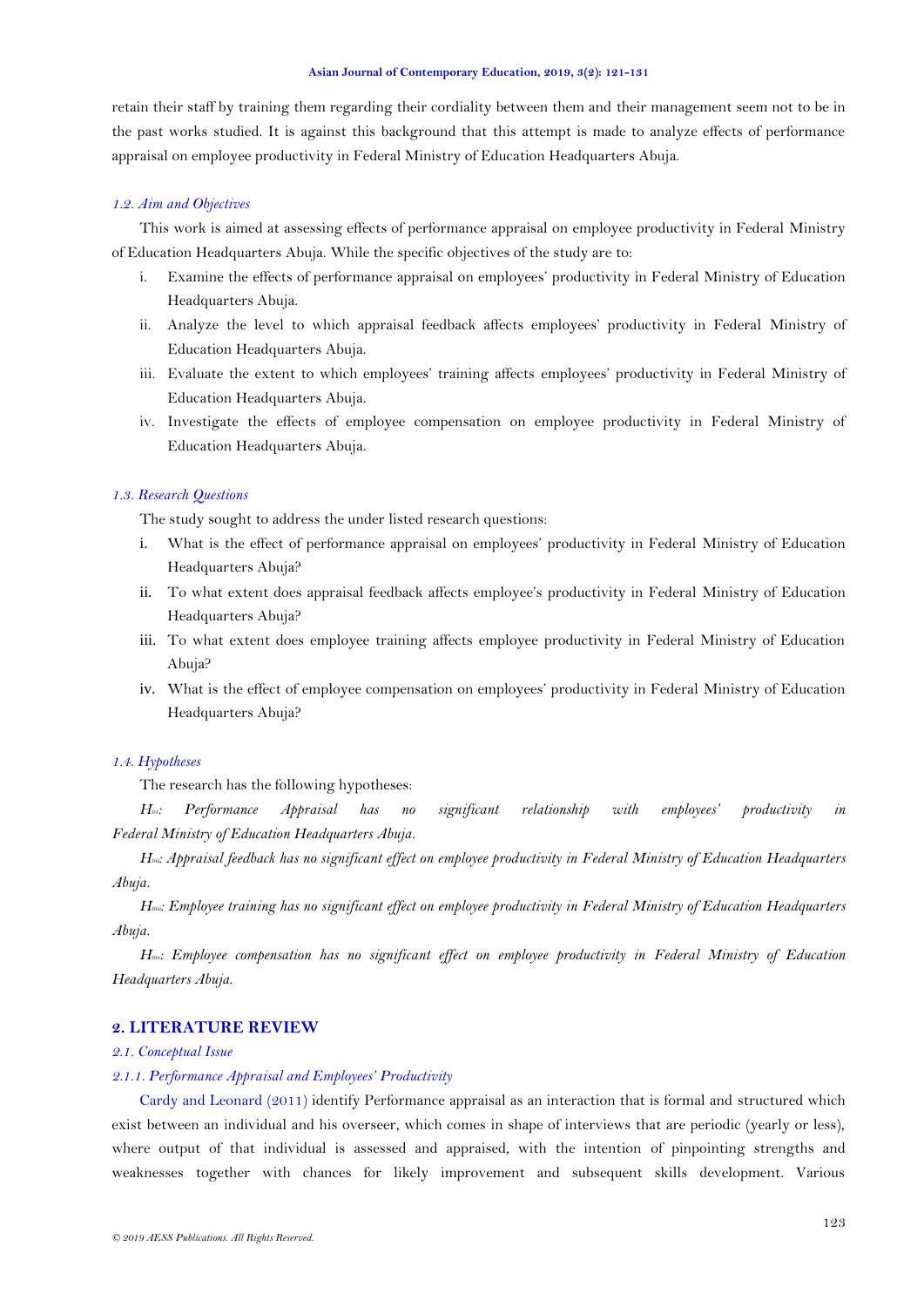retain their staff by training them regarding their cordiality between them and their management seem not to be in the past works studied. It is against this background that this attempt is made to analyze effects of performance appraisal on employee productivity in Federal Ministry of Education Headquarters Abuja.

### *1.2. Aim and Objectives*

This work is aimed at assessing effects of performance appraisal on employee productivity in Federal Ministry of Education Headquarters Abuja. While the specific objectives of the study are to:

i. Examine the effects of performance appraisal on employees' productivity in Federal Ministry of Education Headquarters Abuja.
ii. Analyze the level to which appraisal feedback affects employees' productivity in Federal Ministry of Education Headquarters Abuja.
iii. Evaluate the extent to which employees' training affects employees' productivity in Federal Ministry of Education Headquarters Abuja.
iv. Investigate the effects of employee compensation on employee productivity in Federal Ministry of Education Headquarters Abuja.

### *1.3. Research Questions*

The study sought to address the under listed research questions:

i. What is the effect of performance appraisal on employees' productivity in Federal Ministry of Education Headquarters Abuja?
ii. To what extent does appraisal feedback affects employee's productivity in Federal Ministry of Education Headquarters Abuja?
iii. To what extent does employee training affects employee productivity in Federal Ministry of Education Abuja?
iv. What is the effect of employee compensation on employees' productivity in Federal Ministry of Education Headquarters Abuja?

### *1.4. Hypotheses*

The research has the following hypotheses:

*$H_{01}$: Performance Appraisal has no significant relationship with employees' productivity in Federal Ministry of Education Headquarters Abuja.*

*$H_{0ii}$: Appraisal feedback has no significant effect on employee productivity in Federal Ministry of Education Headquarters Abuja.*

*$H_{0iii}$: Employee training has no significant effect on employee productivity in Federal Ministry of Education Headquarters Abuja.*

*$H_{0iv}$: Employee compensation has no significant effect on employee productivity in Federal Ministry of Education Headquarters Abuja.*

## 2. LITERATURE REVIEW

### *2.1. Conceptual Issue*

#### *2.1.1. Performance Appraisal and Employees' Productivity*

Cardy and Leonard (2011) identify Performance appraisal as an interaction that is formal and structured which exist between an individual and his overseer, which comes in shape of interviews that are periodic (yearly or less), where output of that individual is assessed and appraised, with the intention of pinpointing strengths and weaknesses together with chances for likely improvement and subsequent skills development. Various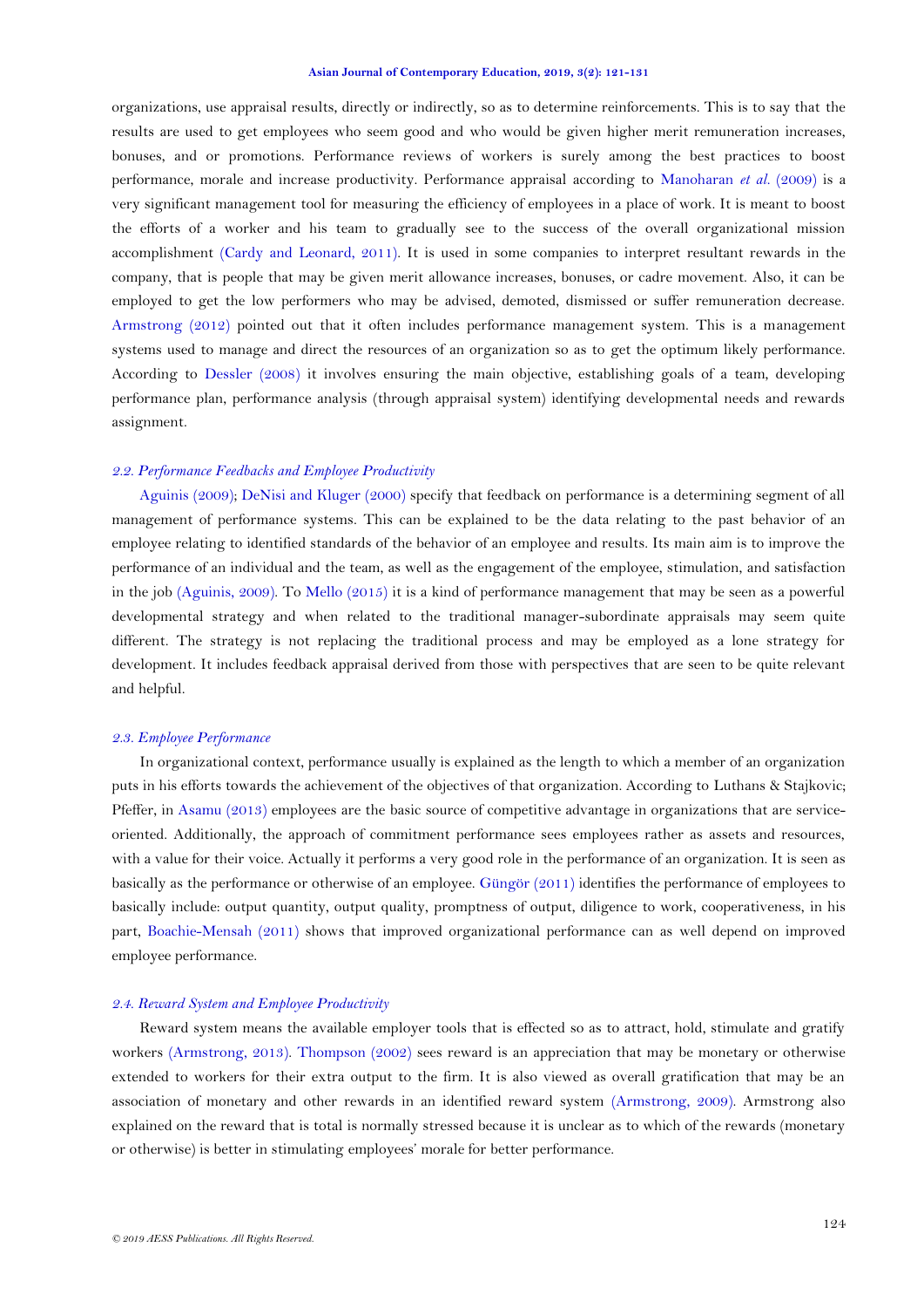organizations, use appraisal results, directly or indirectly, so as to determine reinforcements. This is to say that the results are used to get employees who seem good and who would be given higher merit remuneration increases, bonuses, and or promotions. Performance reviews of workers is surely among the best practices to boost performance, morale and increase productivity. Performance appraisal according to Manoharan *et al.* (2009) is a very significant management tool for measuring the efficiency of employees in a place of work. It is meant to boost the efforts of a worker and his team to gradually see to the success of the overall organizational mission accomplishment (Cardy and Leonard, 2011). It is used in some companies to interpret resultant rewards in the company, that is people that may be given merit allowance increases, bonuses, or cadre movement. Also, it can be employed to get the low performers who may be advised, demoted, dismissed or suffer remuneration decrease. Armstrong (2012) pointed out that it often includes performance management system. This is a management systems used to manage and direct the resources of an organization so as to get the optimum likely performance. According to Dessler (2008) it involves ensuring the main objective, establishing goals of a team, developing performance plan, performance analysis (through appraisal system) identifying developmental needs and rewards assignment.

### *2.2. Performance Feedbacks and Employee Productivity*

Aguinis (2009); DeNisi and Kluger (2000) specify that feedback on performance is a determining segment of all management of performance systems. This can be explained to be the data relating to the past behavior of an employee relating to identified standards of the behavior of an employee and results. Its main aim is to improve the performance of an individual and the team, as well as the engagement of the employee, stimulation, and satisfaction in the job (Aguinis, 2009). To Mello (2015) it is a kind of performance management that may be seen as a powerful developmental strategy and when related to the traditional manager-subordinate appraisals may seem quite different. The strategy is not replacing the traditional process and may be employed as a lone strategy for development. It includes feedback appraisal derived from those with perspectives that are seen to be quite relevant and helpful.

### *2.3. Employee Performance*

In organizational context, performance usually is explained as the length to which a member of an organization puts in his efforts towards the achievement of the objectives of that organization. According to Luthans & Stajkovic; Pfeffer, in Asamu (2013) employees are the basic source of competitive advantage in organizations that are service-oriented. Additionally, the approach of commitment performance sees employees rather as assets and resources, with a value for their voice. Actually it performs a very good role in the performance of an organization. It is seen as basically as the performance or otherwise of an employee. Güngör (2011) identifies the performance of employees to basically include: output quantity, output quality, promptness of output, diligence to work, cooperativeness, in his part, Boachie-Mensah (2011) shows that improved organizational performance can as well depend on improved employee performance.

### *2.4. Reward System and Employee Productivity*

Reward system means the available employer tools that is effected so as to attract, hold, stimulate and gratify workers (Armstrong, 2013). Thompson (2002) sees reward is an appreciation that may be monetary or otherwise extended to workers for their extra output to the firm. It is also viewed as overall gratification that may be an association of monetary and other rewards in an identified reward system (Armstrong, 2009). Armstrong also explained on the reward that is total is normally stressed because it is unclear as to which of the rewards (monetary or otherwise) is better in stimulating employees' morale for better performance.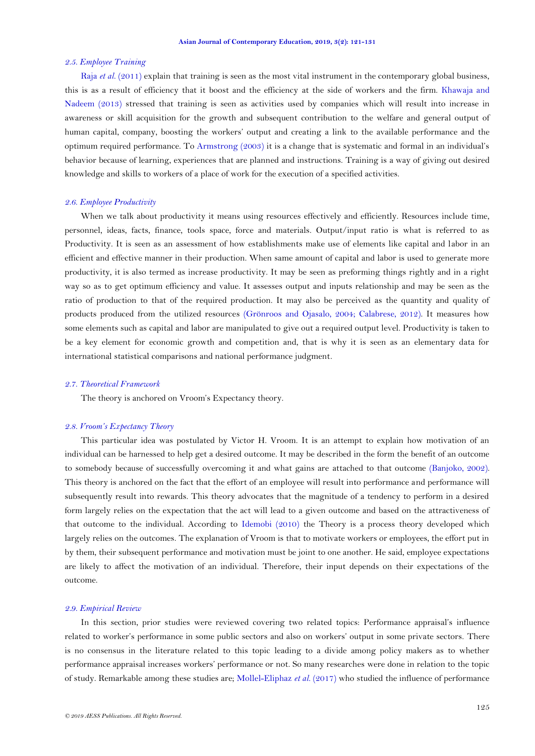### *2.5. Employee Training*

Raja *et al.* (2011) explain that training is seen as the most vital instrument in the contemporary global business, this is as a result of efficiency that it boost and the efficiency at the side of workers and the firm. Khawaja and Nadeem (2013) stressed that training is seen as activities used by companies which will result into increase in awareness or skill acquisition for the growth and subsequent contribution to the welfare and general output of human capital, company, boosting the workers' output and creating a link to the available performance and the optimum required performance. To Armstrong (2003) it is a change that is systematic and formal in an individual's behavior because of learning, experiences that are planned and instructions. Training is a way of giving out desired knowledge and skills to workers of a place of work for the execution of a specified activities.

### *2.6. Employee Productivity*

When we talk about productivity it means using resources effectively and efficiently. Resources include time, personnel, ideas, facts, finance, tools space, force and materials. Output/input ratio is what is referred to as Productivity. It is seen as an assessment of how establishments make use of elements like capital and labor in an efficient and effective manner in their production. When same amount of capital and labor is used to generate more productivity, it is also termed as increase productivity. It may be seen as preforming things rightly and in a right way so as to get optimum efficiency and value. It assesses output and inputs relationship and may be seen as the ratio of production to that of the required production. It may also be perceived as the quantity and quality of products produced from the utilized resources (Grönroos and Ojasalo, 2004; Calabrese, 2012). It measures how some elements such as capital and labor are manipulated to give out a required output level. Productivity is taken to be a key element for economic growth and competition and, that is why it is seen as an elementary data for international statistical comparisons and national performance judgment.

### *2.7. Theoretical Framework*

The theory is anchored on Vroom's Expectancy theory.

### *2.8. Vroom's Expectancy Theory*

This particular idea was postulated by Victor H. Vroom. It is an attempt to explain how motivation of an individual can be harnessed to help get a desired outcome. It may be described in the form the benefit of an outcome to somebody because of successfully overcoming it and what gains are attached to that outcome (Banjoko, 2002). This theory is anchored on the fact that the effort of an employee will result into performance and performance will subsequently result into rewards. This theory advocates that the magnitude of a tendency to perform in a desired form largely relies on the expectation that the act will lead to a given outcome and based on the attractiveness of that outcome to the individual. According to Idemobi (2010) the Theory is a process theory developed which largely relies on the outcomes. The explanation of Vroom is that to motivate workers or employees, the effort put in by them, their subsequent performance and motivation must be joint to one another. He said, employee expectations are likely to affect the motivation of an individual. Therefore, their input depends on their expectations of the outcome.

### *2.9. Empirical Review*

In this section, prior studies were reviewed covering two related topics: Performance appraisal's influence related to worker's performance in some public sectors and also on workers' output in some private sectors. There is no consensus in the literature related to this topic leading to a divide among policy makers as to whether performance appraisal increases workers' performance or not. So many researches were done in relation to the topic of study. Remarkable among these studies are; Mollel-Eliphaz *et al.* (2017) who studied the influence of performance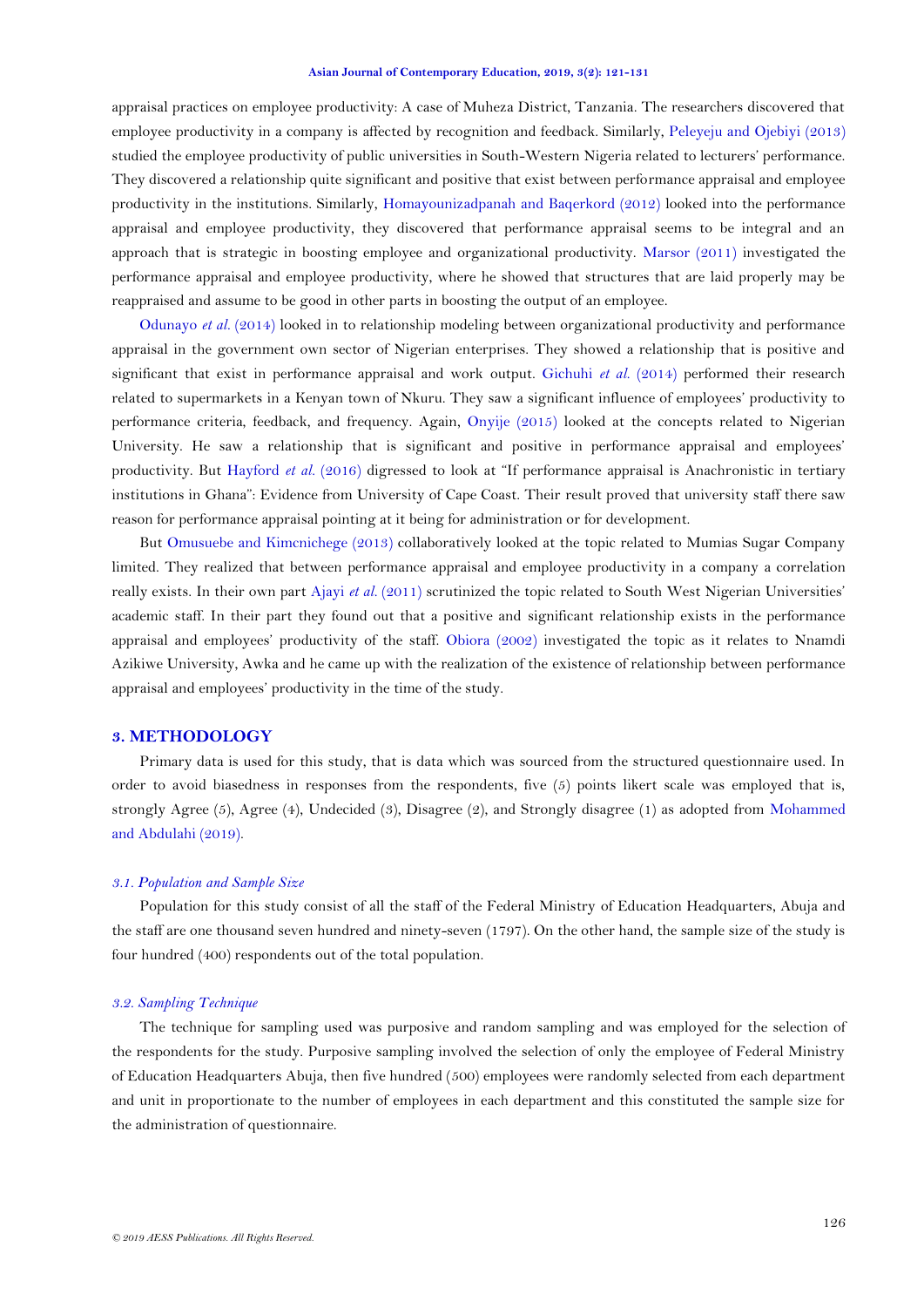appraisal practices on employee productivity: A case of Muheza District, Tanzania. The researchers discovered that employee productivity in a company is affected by recognition and feedback. Similarly, Peleyeju and Ojebiyi (2013) studied the employee productivity of public universities in South-Western Nigeria related to lecturers' performance. They discovered a relationship quite significant and positive that exist between performance appraisal and employee productivity in the institutions. Similarly, Homayounizadpanah and Baqerkord (2012) looked into the performance appraisal and employee productivity, they discovered that performance appraisal seems to be integral and an approach that is strategic in boosting employee and organizational productivity. Marsor (2011) investigated the performance appraisal and employee productivity, where he showed that structures that are laid properly may be reappraised and assume to be good in other parts in boosting the output of an employee.

Odunayo *et al.* (2014) looked in to relationship modeling between organizational productivity and performance appraisal in the government own sector of Nigerian enterprises. They showed a relationship that is positive and significant that exist in performance appraisal and work output. Gichuhi *et al.* (2014) performed their research related to supermarkets in a Kenyan town of Nkuru. They saw a significant influence of employees' productivity to performance criteria, feedback, and frequency. Again, Onyije (2015) looked at the concepts related to Nigerian University. He saw a relationship that is significant and positive in performance appraisal and employees' productivity. But Hayford *et al.* (2016) digressed to look at "If performance appraisal is Anachronistic in tertiary institutions in Ghana": Evidence from University of Cape Coast. Their result proved that university staff there saw reason for performance appraisal pointing at it being for administration or for development.

But Omusuebe and Kimcnichege (2013) collaboratively looked at the topic related to Mumias Sugar Company limited. They realized that between performance appraisal and employee productivity in a company a correlation really exists. In their own part Ajayi *et al.* (2011) scrutinized the topic related to South West Nigerian Universities' academic staff. In their part they found out that a positive and significant relationship exists in the performance appraisal and employees' productivity of the staff. Obiora (2002) investigated the topic as it relates to Nnamdi Azikiwe University, Awka and he came up with the realization of the existence of relationship between performance appraisal and employees' productivity in the time of the study.

## 3. METHODOLOGY

Primary data is used for this study, that is data which was sourced from the structured questionnaire used. In order to avoid biasedness in responses from the respondents, five (5) points likert scale was employed that is, strongly Agree (5), Agree (4), Undecided (3), Disagree (2), and Strongly disagree (1) as adopted from Mohammed and Abdulahi (2019).

### *3.1. Population and Sample Size*

Population for this study consist of all the staff of the Federal Ministry of Education Headquarters, Abuja and the staff are one thousand seven hundred and ninety-seven (1797). On the other hand, the sample size of the study is four hundred (400) respondents out of the total population.

### *3.2. Sampling Technique*

The technique for sampling used was purposive and random sampling and was employed for the selection of the respondents for the study. Purposive sampling involved the selection of only the employee of Federal Ministry of Education Headquarters Abuja, then five hundred (500) employees were randomly selected from each department and unit in proportionate to the number of employees in each department and this constituted the sample size for the administration of questionnaire.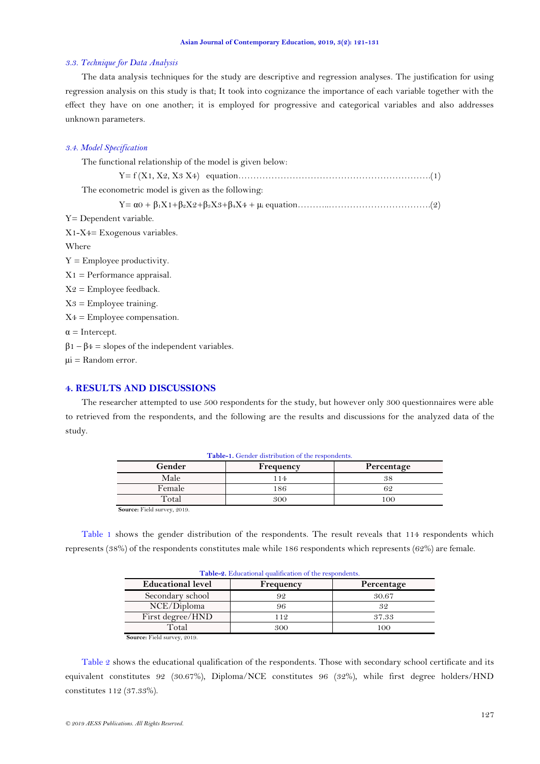### *3.3. Technique for Data Analysis*

The data analysis techniques for the study are descriptive and regression analyses. The justification for using regression analysis on this study is that; It took into cognizance the importance of each variable together with the effect they have on one another; it is employed for progressive and categorical variables and also addresses unknown parameters.

### *3.4. Model Specification*

The functional relationship of the model is given below:

$Y = f(X1, X2, X3\ X4)$ equation………………………………………………………….(1)

The econometric model is given as the following:

$Y = \alpha 0 + \beta_1 X1 + \beta_2 X2 + \beta_3 X3 + \beta_4 X4 + \mu_i$ equation………..…………………………….(2)

Y= Dependent variable.

X1-X4= Exogenous variables.

Where

Y = Employee productivity.

X1 = Performance appraisal.

X2 = Employee feedback.

X3 = Employee training.

X4 = Employee compensation.

$\alpha$ = Intercept.

$\beta 1 - \beta 4$ = slopes of the independent variables.

$\mu i$ = Random error.

## 4. RESULTS AND DISCUSSIONS

The researcher attempted to use 500 respondents for the study, but however only 300 questionnaires were able to retrieved from the respondents, and the following are the results and discussions for the analyzed data of the study.

**Table-1.** Gender distribution of the respondents.

| Gender | Frequency | Percentage |
|---|---|---|
| Male | 114 | 38 |
| Female | 186 | 62 |
| Total | 300 | 100 |

**Source:** Field survey, 2019.

Table 1 shows the gender distribution of the respondents. The result reveals that 114 respondents which represents (38%) of the respondents constitutes male while 186 respondents which represents (62%) are female.

**Table-2.** Educational qualification of the respondents.

| Educational level | Frequency | Percentage |
|---|---|---|
| Secondary school | 92 | 30.67 |
| NCE/Diploma | 96 | 32 |
| First degree/HND | 112 | 37.33 |
| Total | 300 | 100 |

**Source:** Field survey, 2019.

Table 2 shows the educational qualification of the respondents. Those with secondary school certificate and its equivalent constitutes 92 (30.67%), Diploma/NCE constitutes 96 (32%), while first degree holders/HND constitutes 112 (37.33%).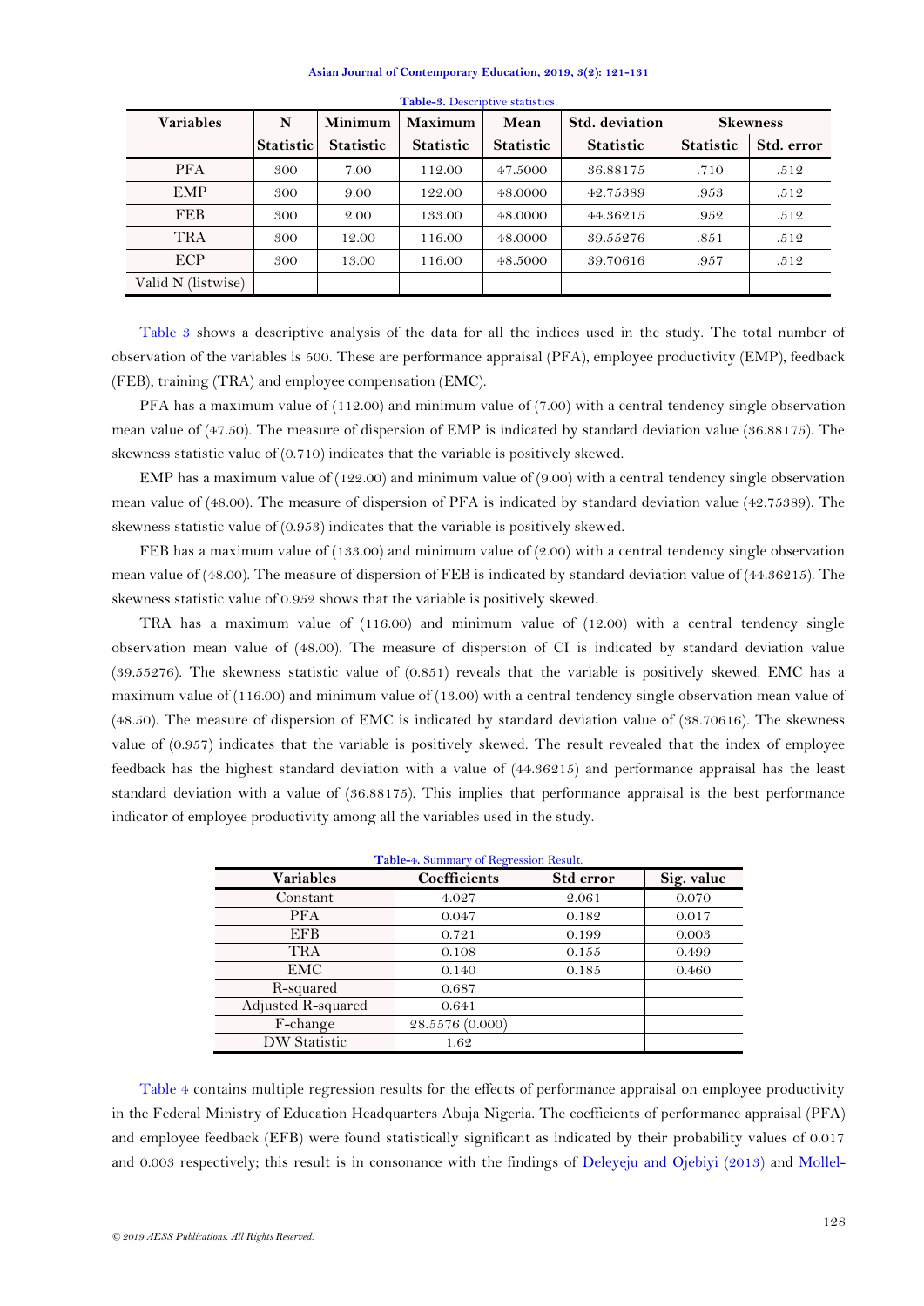**Table-3.** Descriptive statistics.

| Variables | N | Minimum | Maximum | Mean | Std. deviation | Skewness | |
|---|---|---|---|---|---|---|---|
| | Statistic | Statistic | Statistic | Statistic | Statistic | Statistic | Std. error |
| PFA | 300 | 7.00 | 112.00 | 47.5000 | 36.88175 | .710 | .512 |
| EMP | 300 | 9.00 | 122.00 | 48.0000 | 42.75389 | .953 | .512 |
| FEB | 300 | 2.00 | 133.00 | 48.0000 | 44.36215 | .952 | .512 |
| TRA | 300 | 12.00 | 116.00 | 48.0000 | 39.55276 | .851 | .512 |
| ECP | 300 | 13.00 | 116.00 | 48.5000 | 39.70616 | .957 | .512 |
| Valid N (listwise) | | | | | | | |

Table 3 shows a descriptive analysis of the data for all the indices used in the study. The total number of observation of the variables is 500. These are performance appraisal (PFA), employee productivity (EMP), feedback (FEB), training (TRA) and employee compensation (EMC).

PFA has a maximum value of (112.00) and minimum value of (7.00) with a central tendency single observation mean value of (47.50). The measure of dispersion of EMP is indicated by standard deviation value (36.88175). The skewness statistic value of (0.710) indicates that the variable is positively skewed.

EMP has a maximum value of (122.00) and minimum value of (9.00) with a central tendency single observation mean value of (48.00). The measure of dispersion of PFA is indicated by standard deviation value (42.75389). The skewness statistic value of (0.953) indicates that the variable is positively skewed.

FEB has a maximum value of (133.00) and minimum value of (2.00) with a central tendency single observation mean value of (48.00). The measure of dispersion of FEB is indicated by standard deviation value of (44.36215). The skewness statistic value of 0.952 shows that the variable is positively skewed.

TRA has a maximum value of (116.00) and minimum value of (12.00) with a central tendency single observation mean value of (48.00). The measure of dispersion of CI is indicated by standard deviation value (39.55276). The skewness statistic value of (0.851) reveals that the variable is positively skewed. EMC has a maximum value of (116.00) and minimum value of (13.00) with a central tendency single observation mean value of (48.50). The measure of dispersion of EMC is indicated by standard deviation value of (38.70616). The skewness value of (0.957) indicates that the variable is positively skewed. The result revealed that the index of employee feedback has the highest standard deviation with a value of (44.36215) and performance appraisal has the least standard deviation with a value of (36.88175). This implies that performance appraisal is the best performance indicator of employee productivity among all the variables used in the study.

**Table-4.** Summary of Regression Result.

| Variables | Coefficients | Std error | Sig. value |
|---|---|---|---|
| Constant | 4.027 | 2.061 | 0.070 |
| PFA | 0.047 | 0.182 | 0.017 |
| EFB | 0.721 | 0.199 | 0.003 |
| TRA | 0.108 | 0.155 | 0.499 |
| EMC | 0.140 | 0.185 | 0.460 |
| R-squared | 0.687 | | |
| Adjusted R-squared | 0.641 | | |
| F-change | 28.5576 (0.000) | | |
| DW Statistic | 1.62 | | |

Table 4 contains multiple regression results for the effects of performance appraisal on employee productivity in the Federal Ministry of Education Headquarters Abuja Nigeria. The coefficients of performance appraisal (PFA) and employee feedback (EFB) were found statistically significant as indicated by their probability values of 0.017 and 0.003 respectively; this result is in consonance with the findings of Deleyeju and Ojebiyi (2013) and Mollel-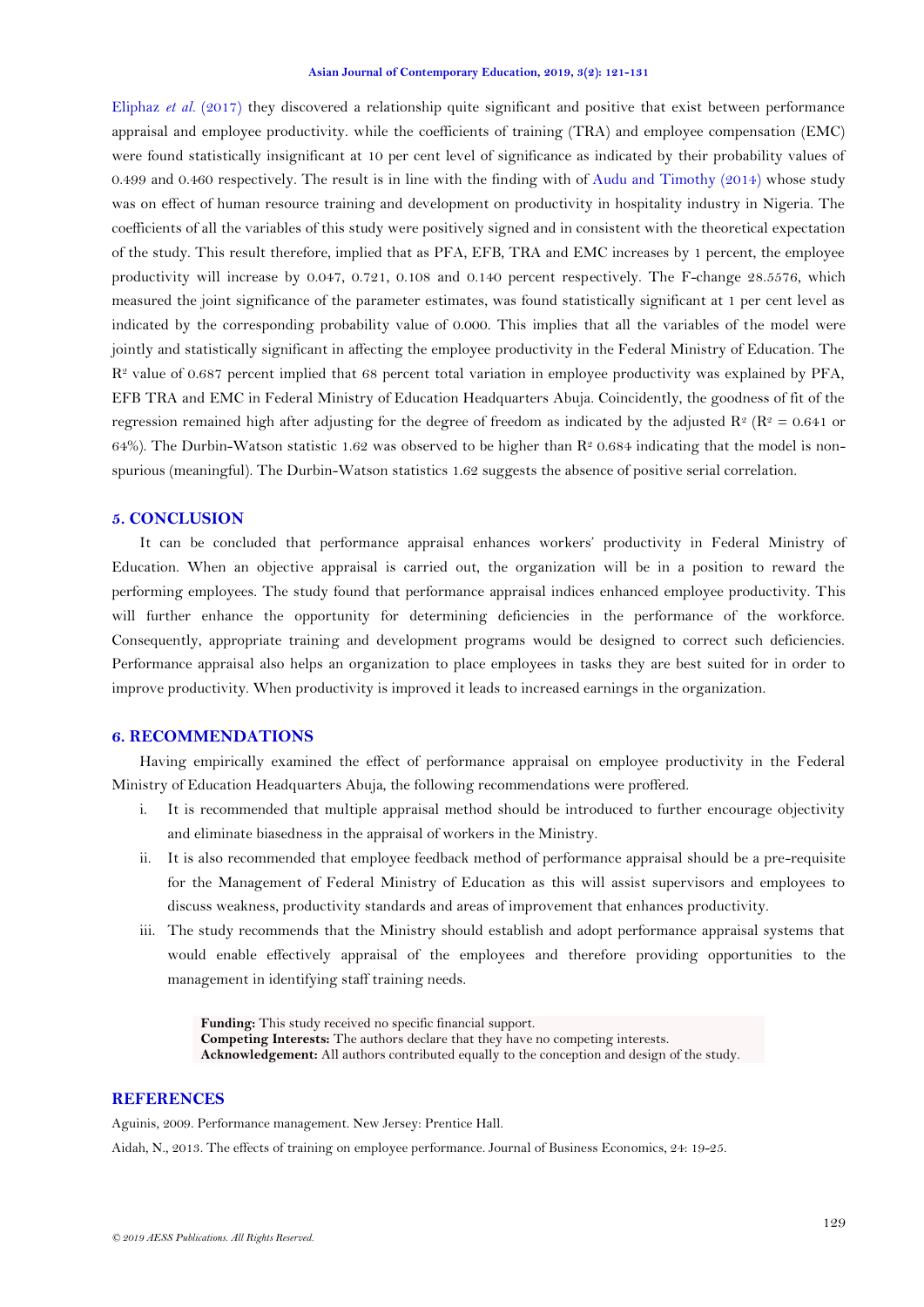Eliphaz *et al.* (2017) they discovered a relationship quite significant and positive that exist between performance appraisal and employee productivity. while the coefficients of training (TRA) and employee compensation (EMC) were found statistically insignificant at 10 per cent level of significance as indicated by their probability values of 0.499 and 0.460 respectively. The result is in line with the finding with of Audu and Timothy (2014) whose study was on effect of human resource training and development on productivity in hospitality industry in Nigeria. The coefficients of all the variables of this study were positively signed and in consistent with the theoretical expectation of the study. This result therefore, implied that as PFA, EFB, TRA and EMC increases by 1 percent, the employee productivity will increase by 0.047, 0.721, 0.108 and 0.140 percent respectively. The F-change 28.5576, which measured the joint significance of the parameter estimates, was found statistically significant at 1 per cent level as indicated by the corresponding probability value of 0.000. This implies that all the variables of the model were jointly and statistically significant in affecting the employee productivity in the Federal Ministry of Education. The $R^2$ value of 0.687 percent implied that 68 percent total variation in employee productivity was explained by PFA, EFB TRA and EMC in Federal Ministry of Education Headquarters Abuja. Coincidently, the goodness of fit of the regression remained high after adjusting for the degree of freedom as indicated by the adjusted $R^2$ ($R^2$ = 0.641 or 64%). The Durbin-Watson statistic 1.62 was observed to be higher than $R^2$ 0.684 indicating that the model is non-spurious (meaningful). The Durbin-Watson statistics 1.62 suggests the absence of positive serial correlation.

## 5. CONCLUSION

It can be concluded that performance appraisal enhances workers' productivity in Federal Ministry of Education. When an objective appraisal is carried out, the organization will be in a position to reward the performing employees. The study found that performance appraisal indices enhanced employee productivity. This will further enhance the opportunity for determining deficiencies in the performance of the workforce. Consequently, appropriate training and development programs would be designed to correct such deficiencies. Performance appraisal also helps an organization to place employees in tasks they are best suited for in order to improve productivity. When productivity is improved it leads to increased earnings in the organization.

## 6. RECOMMENDATIONS

Having empirically examined the effect of performance appraisal on employee productivity in the Federal Ministry of Education Headquarters Abuja, the following recommendations were proffered.

i. It is recommended that multiple appraisal method should be introduced to further encourage objectivity and eliminate biasedness in the appraisal of workers in the Ministry.
ii. It is also recommended that employee feedback method of performance appraisal should be a pre-requisite for the Management of Federal Ministry of Education as this will assist supervisors and employees to discuss weakness, productivity standards and areas of improvement that enhances productivity.
iii. The study recommends that the Ministry should establish and adopt performance appraisal systems that would enable effectively appraisal of the employees and therefore providing opportunities to the management in identifying staff training needs.

**Funding:** This study received no specific financial support.
**Competing Interests:** The authors declare that they have no competing interests.
**Acknowledgement:** All authors contributed equally to the conception and design of the study.

## REFERENCES

Aguinis, 2009. Performance management. New Jersey: Prentice Hall.

Aidah, N., 2013. The effects of training on employee performance. Journal of Business Economics, 24: 19-25.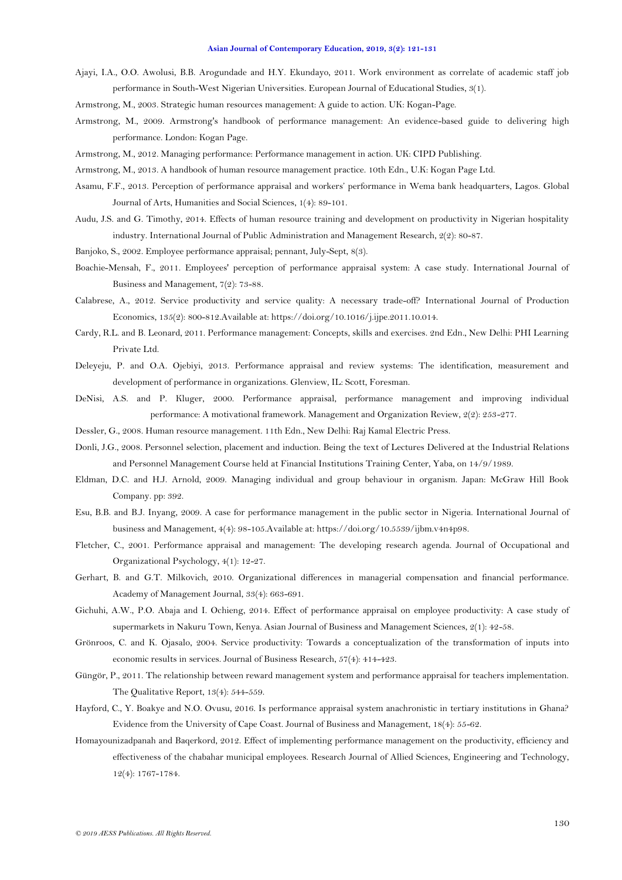Ajayi, I.A., O.O. Awolusi, B.B. Arogundade and H.Y. Ekundayo, 2011. Work environment as correlate of academic staff job performance in South-West Nigerian Universities. European Journal of Educational Studies, 3(1).

Armstrong, M., 2003. Strategic human resources management: A guide to action. UK: Kogan-Page.

Armstrong, M., 2009. Armstrong's handbook of performance management: An evidence-based guide to delivering high performance. London: Kogan Page.

Armstrong, M., 2012. Managing performance: Performance management in action. UK: CIPD Publishing.

Armstrong, M., 2013. A handbook of human resource management practice. 10th Edn., U.K: Kogan Page Ltd.

Asamu, F.F., 2013. Perception of performance appraisal and workers' performance in Wema bank headquarters, Lagos. Global Journal of Arts, Humanities and Social Sciences, 1(4): 89-101.

Audu, J.S. and G. Timothy, 2014. Effects of human resource training and development on productivity in Nigerian hospitality industry. International Journal of Public Administration and Management Research, 2(2): 80-87.

Banjoko, S., 2002. Employee performance appraisal; pennant, July-Sept, 8(3).

Boachie-Mensah, F., 2011. Employees' perception of performance appraisal system: A case study. International Journal of Business and Management, 7(2): 73-88.

Calabrese, A., 2012. Service productivity and service quality: A necessary trade-off? International Journal of Production Economics, 135(2): 800-812.Available at: https://doi.org/10.1016/j.ijpe.2011.10.014.

Cardy, R.L. and B. Leonard, 2011. Performance management: Concepts, skills and exercises. 2nd Edn., New Delhi: PHI Learning Private Ltd.

Deleyeju, P. and O.A. Ojebiyi, 2013. Performance appraisal and review systems: The identification, measurement and development of performance in organizations. Glenview, IL: Scott, Foresman.

DeNisi, A.S. and P. Kluger, 2000. Performance appraisal, performance management and improving individual performance: A motivational framework. Management and Organization Review, 2(2): 253-277.

Dessler, G., 2008. Human resource management. 11th Edn., New Delhi: Raj Kamal Electric Press.

Donli, J.G., 2008. Personnel selection, placement and induction. Being the text of Lectures Delivered at the Industrial Relations and Personnel Management Course held at Financial Institutions Training Center, Yaba, on 14/9/1989.

Eldman, D.C. and H.J. Arnold, 2009. Managing individual and group behaviour in organism. Japan: McGraw Hill Book Company. pp: 392.

Esu, B.B. and B.J. Inyang, 2009. A case for performance management in the public sector in Nigeria. International Journal of business and Management, 4(4): 98-105.Available at: https://doi.org/10.5539/ijbm.v4n4p98.

Fletcher, C., 2001. Performance appraisal and management: The developing research agenda. Journal of Occupational and Organizational Psychology, 4(1): 12-27.

Gerhart, B. and G.T. Milkovich, 2010. Organizational differences in managerial compensation and financial performance. Academy of Management Journal, 33(4): 663-691.

Gichuhi, A.W., P.O. Abaja and I. Ochieng, 2014. Effect of performance appraisal on employee productivity: A case study of supermarkets in Nakuru Town, Kenya. Asian Journal of Business and Management Sciences, 2(1): 42-58.

Grönroos, C. and K. Ojasalo, 2004. Service productivity: Towards a conceptualization of the transformation of inputs into economic results in services. Journal of Business Research, 57(4): 414-423.

Güngör, P., 2011. The relationship between reward management system and performance appraisal for teachers implementation. The Qualitative Report, 13(4): 544-559.

Hayford, C., Y. Boakye and N.O. Ovusu, 2016. Is performance appraisal system anachronistic in tertiary institutions in Ghana? Evidence from the University of Cape Coast. Journal of Business and Management, 18(4): 55-62.

Homayounizadpanah and Baqerkord, 2012. Effect of implementing performance management on the productivity, efficiency and effectiveness of the chabahar municipal employees. Research Journal of Allied Sciences, Engineering and Technology, 12(4): 1767-1784.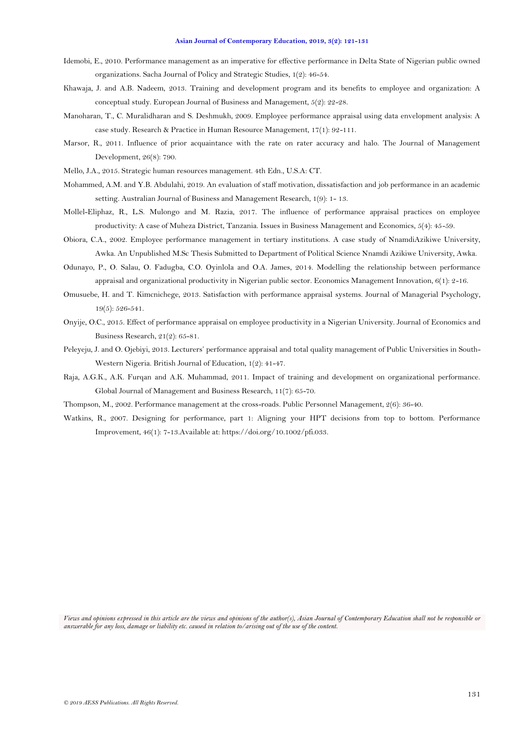Idemobi, E., 2010. Performance management as an imperative for effective performance in Delta State of Nigerian public owned organizations. Sacha Journal of Policy and Strategic Studies, 1(2): 46-54.

Khawaja, J. and A.B. Nadeem, 2013. Training and development program and its benefits to employee and organization: A conceptual study. European Journal of Business and Management, 5(2): 22-28.

Manoharan, T., C. Muralidharan and S. Deshmukh, 2009. Employee performance appraisal using data envelopment analysis: A case study. Research & Practice in Human Resource Management, 17(1): 92-111.

Marsor, R., 2011. Influence of prior acquaintance with the rate on rater accuracy and halo. The Journal of Management Development, 26(8): 790.

Mello, J.A., 2015. Strategic human resources management. 4th Edn., U.S.A: CT.

Mohammed, A.M. and Y.B. Abdulahi, 2019. An evaluation of staff motivation, dissatisfaction and job performance in an academic setting. Australian Journal of Business and Management Research, 1(9): 1- 13.

Mollel-Eliphaz, R., L.S. Mulongo and M. Razia, 2017. The influence of performance appraisal practices on employee productivity: A case of Muheza District, Tanzania. Issues in Business Management and Economics, 5(4): 45-59.

Obiora, C.A., 2002. Employee performance management in tertiary institutions. A case study of NnamdiAzikiwe University, Awka. An Unpublished M.Sc Thesis Submitted to Department of Political Science Nnamdi Azikiwe University, Awka.

Odunayo, P., O. Salau, O. Fadugba, C.O. Oyinlola and O.A. James, 2014. Modelling the relationship between performance appraisal and organizational productivity in Nigerian public sector. Economics Management Innovation, 6(1): 2-16.

Omusuebe, H. and T. Kimcnichege, 2013. Satisfaction with performance appraisal systems. Journal of Managerial Psychology, 19(5): 526-541.

Onyije, O.C., 2015. Effect of performance appraisal on employee productivity in a Nigerian University. Journal of Economics and Business Research, 21(2): 65-81.

Peleyeju, J. and O. Ojebiyi, 2013. Lecturers' performance appraisal and total quality management of Public Universities in South-Western Nigeria. British Journal of Education, 1(2): 41-47.

Raja, A.G.K., A.K. Furqan and A.K. Muhammad, 2011. Impact of training and development on organizational performance. Global Journal of Management and Business Research, 11(7): 65-70.

Thompson, M., 2002. Performance management at the cross-roads. Public Personnel Management, 2(6): 36-40.

Watkins, R., 2007. Designing for performance, part 1: Aligning your HPT decisions from top to bottom. Performance Improvement, 46(1): 7-13.Available at: https://doi.org/10.1002/pfi.033.

*Views and opinions expressed in this article are the views and opinions of the author(s), Asian Journal of Contemporary Education shall not be responsible or answerable for any loss, damage or liability etc. caused in relation to/arising out of the use of the content.*